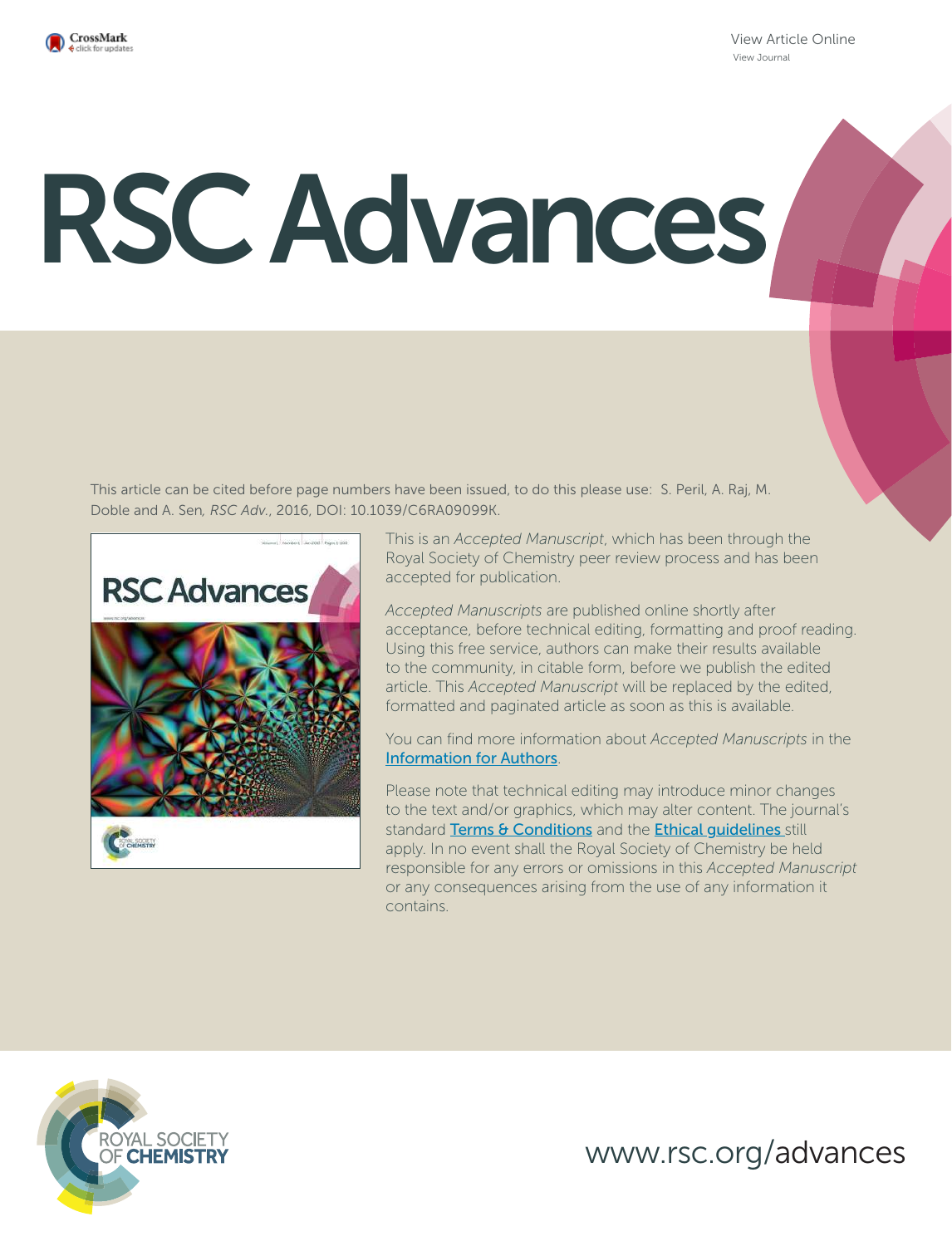# RSC Advances

This article can be cited before page numbers have been issued, to do this please use: S. Peril, A. Raj, M. Doble and A. Sen, *RSC Adv.*, 2016, DOI: 10.1039/C6RA09099K.

This is an *Accepted Manuscript*, which has been through the Royal Society of Chemistry peer review process and has been accepted for publication.

*Accepted Manuscripts* are published online shortly after acceptance, before technical editing, formatting and proof reading. Using this free service, authors can make their results available to the community, in citable form, before we publish the edited article. This *Accepted Manuscript* will be replaced by the edited, formatted and paginated article as soon as this is available.

You can find more information about *Accepted Manuscripts* in the Information for Authors.

Please note that technical editing may introduce minor changes to the text and/or graphics, which may alter content. The journal's standard Terms & Conditions and the Ethical guidelines still apply. In no event shall the Royal Society of Chemistry be held responsible for any errors or omissions in this *Accepted Manuscript* or any consequences arising from the use of any information it contains.

www.rsc.org/advances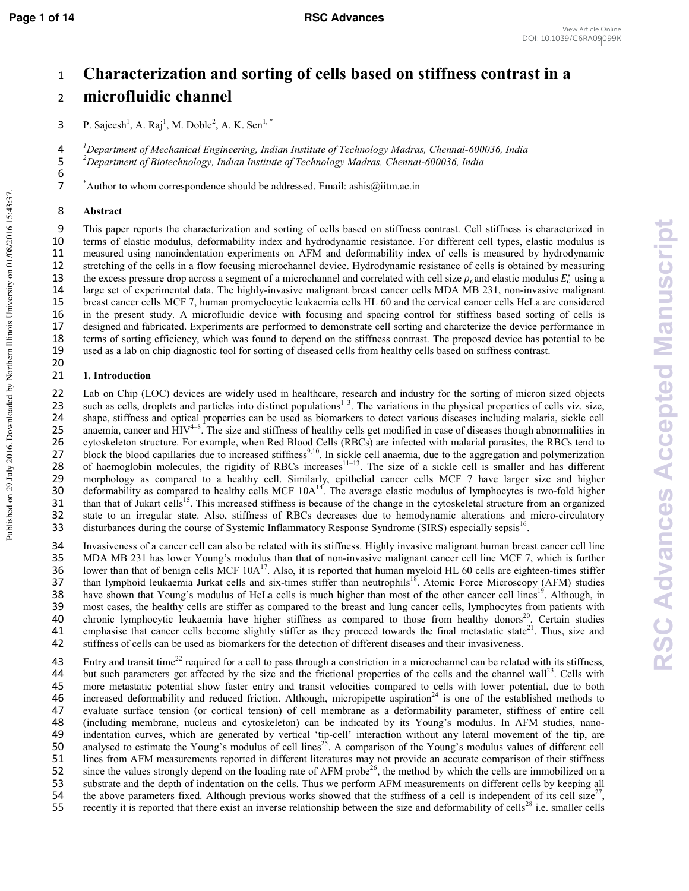# Characterization and sorting of cells based on stiffness contrast in a microfluidic channel

P. Sajeesh[1], A. Raj[1], M. Doble[2], A. K. Sen[1,*]

[1]Department of Mechanical Engineering, Indian Institute of Technology Madras, Chennai-600036, India
[2]Department of Biotechnology, Indian Institute of Technology Madras, Chennai-600036, India

[*]Author to whom correspondence should be addressed. Email: ashis@iitm.ac.in

## Abstract

This paper reports the characterization and sorting of cells based on stiffness contrast. Cell stiffness is characterized in terms of elastic modulus, deformability index and hydrodynamic resistance. For different cell types, elastic modulus is measured using nanoindentation experiments on AFM and deformability index of cells is measured by hydrodynamic stretching of the cells in a flow focusing microchannel device. Hydrodynamic resistance of cells is obtained by measuring the excess pressure drop across a segment of a microchannel and correlated with cell size $\rho_c$ and elastic modulus $E_c^*$ using a large set of experimental data. The highly-invasive malignant breast cancer cells MDA MB 231, non-invasive malignant breast cancer cells MCF 7, human promyelocytic leukaemia cells HL 60 and the cervical cancer cells HeLa are considered in the present study. A microfluidic device with focusing and spacing control for stiffness based sorting of cells is designed and fabricated. Experiments are performed to demonstrate cell sorting and charcterize the device performance in terms of sorting efficiency, which was found to depend on the stiffness contrast. The proposed device has potential to be used as a lab on chip diagnostic tool for sorting of diseased cells from healthy cells based on stiffness contrast.

## 1. Introduction

Lab on Chip (LOC) devices are widely used in healthcare, research and industry for the sorting of micron sized objects such as cells, droplets and particles into distinct populations[1–3]. The variations in the physical properties of cells viz. size, shape, stiffness and optical properties can be used as biomarkers to detect various diseases including malaria, sickle cell anaemia, cancer and HIV[4–8]. The size and stiffness of healthy cells get modified in case of diseases though abnormalities in cytoskeleton structure. For example, when Red Blood Cells (RBCs) are infected with malarial parasites, the RBCs tend to block the blood capillaries due to increased stiffness[9,10]. In sickle cell anaemia, due to the aggregation and polymerization of haemoglobin molecules, the rigidity of RBCs increases[11–13]. The size of a sickle cell is smaller and has different morphology as compared to a healthy cell. Similarly, epithelial cancer cells MCF 7 have larger size and higher deformability as compared to healthy cells MCF 10A[14]. The average elastic modulus of lymphocytes is two-fold higher than that of Jukart cells[15]. This increased stiffness is because of the change in the cytoskeletal structure from an organized state to an irregular state. Also, stiffness of RBCs decreases due to hemodynamic alterations and micro-circulatory disturbances during the course of Systemic Inflammatory Response Syndrome (SIRS) especially sepsis[16].

Invasiveness of a cancer cell can also be related with its stiffness. Highly invasive malignant human breast cancer cell line MDA MB 231 has lower Young's modulus than that of non-invasive malignant cancer cell line MCF 7, which is further lower than that of benign cells MCF 10A[17]. Also, it is reported that human myeloid HL 60 cells are eighteen-times stiffer than lymphoid leukaemia Jurkat cells and six-times stiffer than neutrophils[18]. Atomic Force Microscopy (AFM) studies have shown that Young's modulus of HeLa cells is much higher than most of the other cancer cell lines[19]. Although, in most cases, the healthy cells are stiffer as compared to the breast and lung cancer cells, lymphocytes from patients with chronic lymphocytic leukaemia have higher stiffness as compared to those from healthy donors[20]. Certain studies emphasise that cancer cells become slightly stiffer as they proceed towards the final metastatic state[21]. Thus, size and stiffness of cells can be used as biomarkers for the detection of different diseases and their invasiveness.

Entry and transit time[22] required for a cell to pass through a constriction in a microchannel can be related with its stiffness, but such parameters get affected by the size and the frictional properties of the cells and the channel wall[23]. Cells with more metastatic potential show faster entry and transit velocities compared to cells with lower potential, due to both increased deformability and reduced friction. Although, micropipette aspiration[24] is one of the established methods to evaluate surface tension (or cortical tension) of cell membrane as a deformability parameter, stiffness of entire cell (including membrane, nucleus and cytoskeleton) can be indicated by its Young's modulus. In AFM studies, nano-indentation curves, which are generated by vertical 'tip-cell' interaction without any lateral movement of the tip, are analysed to estimate the Young's modulus of cell lines[25]. A comparison of the Young's modulus values of different cell lines from AFM measurements reported in different literatures may not provide an accurate comparison of their stiffness since the values strongly depend on the loading rate of AFM probe[26], the method by which the cells are immobilized on a substrate and the depth of indentation on the cells. Thus we perform AFM measurements on different cells by keeping all the above parameters fixed. Although previous works showed that the stiffness of a cell is independent of its cell size[27], recently it is reported that there exist an inverse relationship between the size and deformability of cells[28] i.e. smaller cells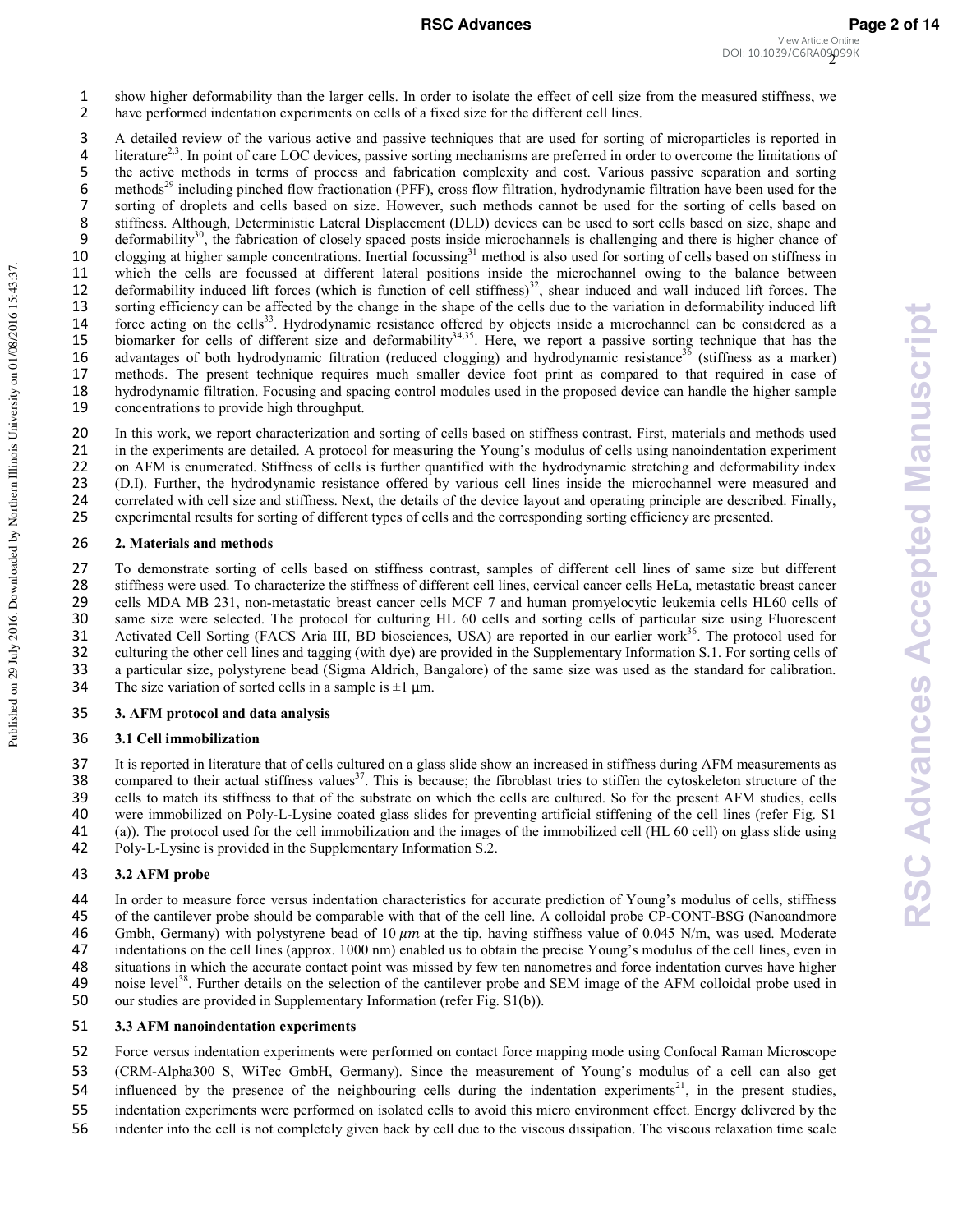show higher deformability than the larger cells. In order to isolate the effect of cell size from the measured stiffness, we have performed indentation experiments on cells of a fixed size for the different cell lines.

A detailed review of the various active and passive techniques that are used for sorting of microparticles is reported in literature[2,3]. In point of care LOC devices, passive sorting mechanisms are preferred in order to overcome the limitations of the active methods in terms of process and fabrication complexity and cost. Various passive separation and sorting methods[29] including pinched flow fractionation (PFF), cross flow filtration, hydrodynamic filtration have been used for the sorting of droplets and cells based on size. However, such methods cannot be used for the sorting of cells based on stiffness. Although, Deterministic Lateral Displacement (DLD) devices can be used to sort cells based on size, shape and deformability[30], the fabrication of closely spaced posts inside microchannels is challenging and there is higher chance of clogging at higher sample concentrations. Inertial focussing[31] method is also used for sorting of cells based on stiffness in which the cells are focussed at different lateral positions inside the microchannel owing to the balance between deformability induced lift forces (which is function of cell stiffness)[32], shear induced and wall induced lift forces. The sorting efficiency can be affected by the change in the shape of the cells due to the variation in deformability induced lift force acting on the cells[33]. Hydrodynamic resistance offered by objects inside a microchannel can be considered as a biomarker for cells of different size and deformability[34,35]. Here, we report a passive sorting technique that has the advantages of both hydrodynamic filtration (reduced clogging) and hydrodynamic resistance[36] (stiffness as a marker) methods. The present technique requires much smaller device foot print as compared to that required in case of hydrodynamic filtration. Focusing and spacing control modules used in the proposed device can handle the higher sample concentrations to provide high throughput.

In this work, we report characterization and sorting of cells based on stiffness contrast. First, materials and methods used in the experiments are detailed. A protocol for measuring the Young's modulus of cells using nanoindentation experiment on AFM is enumerated. Stiffness of cells is further quantified with the hydrodynamic stretching and deformability index (D.I). Further, the hydrodynamic resistance offered by various cell lines inside the microchannel were measured and correlated with cell size and stiffness. Next, the details of the device layout and operating principle are described. Finally, experimental results for sorting of different types of cells and the corresponding sorting efficiency are presented.

## 2. Materials and methods

To demonstrate sorting of cells based on stiffness contrast, samples of different cell lines of same size but different stiffness were used. To characterize the stiffness of different cell lines, cervical cancer cells HeLa, metastatic breast cancer cells MDA MB 231, non-metastatic breast cancer cells MCF 7 and human promyelocytic leukemia cells HL60 cells of same size were selected. The protocol for culturing HL 60 cells and sorting cells of particular size using Fluorescent Activated Cell Sorting (FACS Aria III, BD biosciences, USA) are reported in our earlier work[36]. The protocol used for culturing the other cell lines and tagging (with dye) are provided in the Supplementary Information S.1. For sorting cells of a particular size, polystyrene bead (Sigma Aldrich, Bangalore) of the same size was used as the standard for calibration. The size variation of sorted cells in a sample is $\pm 1$ μm.

## 3. AFM protocol and data analysis

### 3.1 Cell immobilization

It is reported in literature that of cells cultured on a glass slide show an increased in stiffness during AFM measurements as compared to their actual stiffness values[37]. This is because; the fibroblast tries to stiffen the cytoskeleton structure of the cells to match its stiffness to that of the substrate on which the cells are cultured. So for the present AFM studies, cells were immobilized on Poly-L-Lysine coated glass slides for preventing artificial stiffening of the cell lines (refer Fig. S1 (a)). The protocol used for the cell immobilization and the images of the immobilized cell (HL 60 cell) on glass slide using Poly-L-Lysine is provided in the Supplementary Information S.2.

### 3.2 AFM probe

In order to measure force versus indentation characteristics for accurate prediction of Young's modulus of cells, stiffness of the cantilever probe should be comparable with that of the cell line. A colloidal probe CP-CONT-BSG (Nanoandmore Gmbh, Germany) with polystyrene bead of 10 $\mu m$ at the tip, having stiffness value of 0.045 N/m, was used. Moderate indentations on the cell lines (approx. 1000 nm) enabled us to obtain the precise Young's modulus of the cell lines, even in situations in which the accurate contact point was missed by few ten nanometres and force indentation curves have higher noise level[38]. Further details on the selection of the cantilever probe and SEM image of the AFM colloidal probe used in our studies are provided in Supplementary Information (refer Fig. S1(b)).

### 3.3 AFM nanoindentation experiments

Force versus indentation experiments were performed on contact force mapping mode using Confocal Raman Microscope (CRM-Alpha300 S, WiTec GmbH, Germany). Since the measurement of Young's modulus of a cell can also get influenced by the presence of the neighbouring cells during the indentation experiments[21], in the present studies, indentation experiments were performed on isolated cells to avoid this micro environment effect. Energy delivered by the indenter into the cell is not completely given back by cell due to the viscous dissipation. The viscous relaxation time scale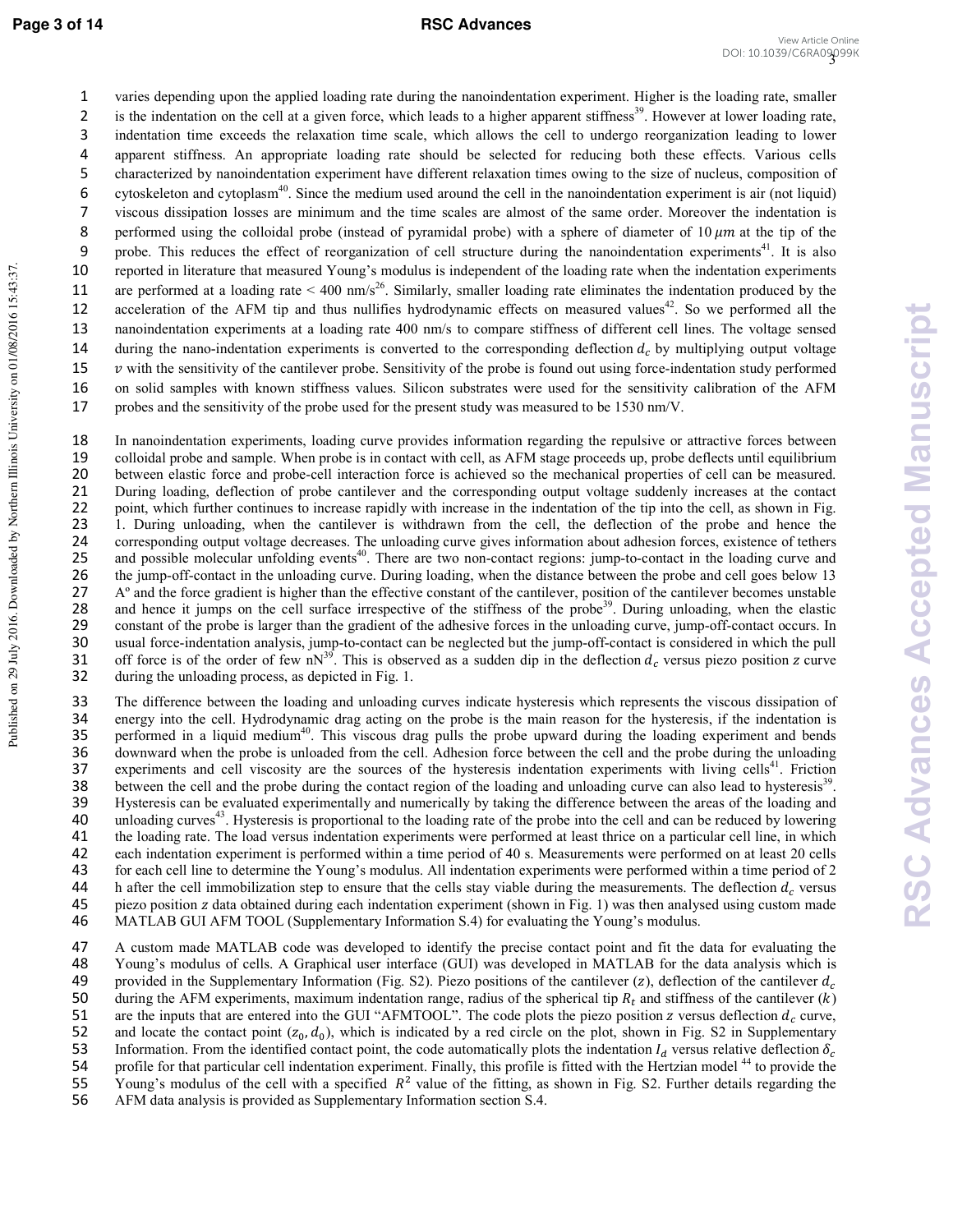varies depending upon the applied loading rate during the nanoindentation experiment. Higher is the loading rate, smaller is the indentation on the cell at a given force, which leads to a higher apparent stiffness[39]. However at lower loading rate, indentation time exceeds the relaxation time scale, which allows the cell to undergo reorganization leading to lower apparent stiffness. An appropriate loading rate should be selected for reducing both these effects. Various cells characterized by nanoindentation experiment have different relaxation times owing to the size of nucleus, composition of cytoskeleton and cytoplasm[40]. Since the medium used around the cell in the nanoindentation experiment is air (not liquid) viscous dissipation losses are minimum and the time scales are almost of the same order. Moreover the indentation is performed using the colloidal probe (instead of pyramidal probe) with a sphere of diameter of 10 $\mu m$ at the tip of the probe. This reduces the effect of reorganization of cell structure during the nanoindentation experiments[41]. It is also reported in literature that measured Young's modulus is independent of the loading rate when the indentation experiments are performed at a loading rate < 400 nm/s[26]. Similarly, smaller loading rate eliminates the indentation produced by the acceleration of the AFM tip and thus nullifies hydrodynamic effects on measured values[42]. So we performed all the nanoindentation experiments at a loading rate 400 nm/s to compare stiffness of different cell lines. The voltage sensed during the nano-indentation experiments is converted to the corresponding deflection $d_c$ by multiplying output voltage $v$ with the sensitivity of the cantilever probe. Sensitivity of the probe is found out using force-indentation study performed on solid samples with known stiffness values. Silicon substrates were used for the sensitivity calibration of the AFM probes and the sensitivity of the probe used for the present study was measured to be 1530 nm/V.

In nanoindentation experiments, loading curve provides information regarding the repulsive or attractive forces between colloidal probe and sample. When probe is in contact with cell, as AFM stage proceeds up, probe deflects until equilibrium between elastic force and probe-cell interaction force is achieved so the mechanical properties of cell can be measured. During loading, deflection of probe cantilever and the corresponding output voltage suddenly increases at the contact point, which further continues to increase rapidly with increase in the indentation of the tip into the cell, as shown in Fig. 1. During unloading, when the cantilever is withdrawn from the cell, the deflection of the probe and hence the corresponding output voltage decreases. The unloading curve gives information about adhesion forces, existence of tethers and possible molecular unfolding events[40]. There are two non-contact regions: jump-to-contact in the loading curve and the jump-off-contact in the unloading curve. During loading, when the distance between the probe and cell goes below 13 A° and the force gradient is higher than the effective constant of the cantilever, position of the cantilever becomes unstable and hence it jumps on the cell surface irrespective of the stiffness of the probe[39]. During unloading, when the elastic constant of the probe is larger than the gradient of the adhesive forces in the unloading curve, jump-off-contact occurs. In usual force-indentation analysis, jump-to-contact can be neglected but the jump-off-contact is considered in which the pull off force is of the order of few nN[39]. This is observed as a sudden dip in the deflection $d_c$ versus piezo position $z$ curve during the unloading process, as depicted in Fig. 1.

The difference between the loading and unloading curves indicate hysteresis which represents the viscous dissipation of energy into the cell. Hydrodynamic drag acting on the probe is the main reason for the hysteresis, if the indentation is performed in a liquid medium[40]. This viscous drag pulls the probe upward during the loading experiment and bends downward when the probe is unloaded from the cell. Adhesion force between the cell and the probe during the unloading experiments and cell viscosity are the sources of the hysteresis indentation experiments with living cells[41]. Friction between the cell and the probe during the contact region of the loading and unloading curve can also lead to hysteresis[39]. Hysteresis can be evaluated experimentally and numerically by taking the difference between the areas of the loading and unloading curves[43]. Hysteresis is proportional to the loading rate of the probe into the cell and can be reduced by lowering the loading rate. The load versus indentation experiments were performed at least thrice on a particular cell line, in which each indentation experiment is performed within a time period of 40 s. Measurements were performed on at least 20 cells for each cell line to determine the Young's modulus. All indentation experiments were performed within a time period of 2 h after the cell immobilization step to ensure that the cells stay viable during the measurements. The deflection $d_c$ versus piezo position $z$ data obtained during each indentation experiment (shown in Fig. 1) was then analysed using custom made MATLAB GUI AFM TOOL (Supplementary Information S.4) for evaluating the Young's modulus.

A custom made MATLAB code was developed to identify the precise contact point and fit the data for evaluating the Young's modulus of cells. A Graphical user interface (GUI) was developed in MATLAB for the data analysis which is provided in the Supplementary Information (Fig. S2). Piezo positions of the cantilever ($z$), deflection of the cantilever $d_c$ during the AFM experiments, maximum indentation range, radius of the spherical tip $R_t$ and stiffness of the cantilever ($k$) are the inputs that are entered into the GUI "AFMTOOL". The code plots the piezo position $z$ versus deflection $d_c$ curve, and locate the contact point $(z_0, d_0)$, which is indicated by a red circle on the plot, shown in Fig. S2 in Supplementary Information. From the identified contact point, the code automatically plots the indentation $I_d$ versus relative deflection $\delta_c$ profile for that particular cell indentation experiment. Finally, this profile is fitted with the Hertzian model [44] to provide the Young's modulus of the cell with a specified $R^2$ value of the fitting, as shown in Fig. S2. Further details regarding the AFM data analysis is provided as Supplementary Information section S.4.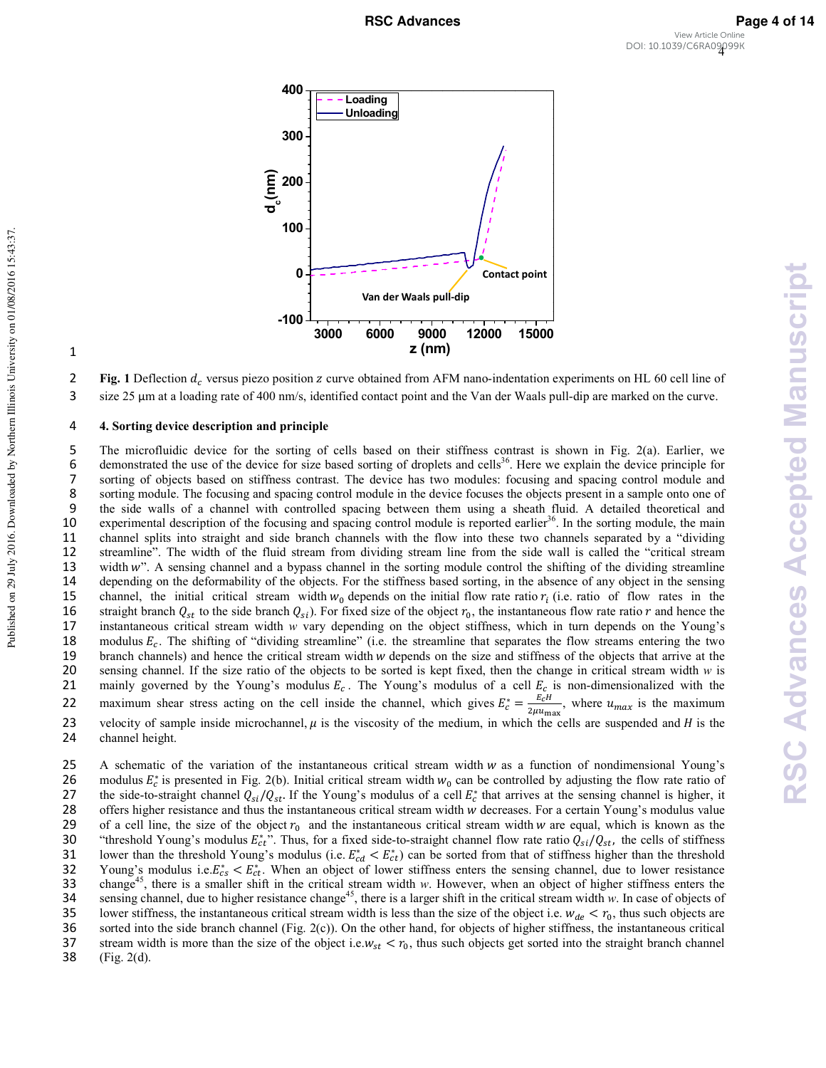Fig. 1 Deflection $d_c$ versus piezo position $z$ curve obtained from AFM nano-indentation experiments on HL 60 cell line of size 25 μm at a loading rate of 400 nm/s, identified contact point and the Van der Waals pull-dip are marked on the curve.

## 4. Sorting device description and principle

The microfluidic device for the sorting of cells based on their stiffness contrast is shown in Fig. 2(a). Earlier, we demonstrated the use of the device for size based sorting of droplets and cells[36]. Here we explain the device principle for sorting of objects based on stiffness contrast. The device has two modules: focusing and spacing control module and sorting module. The focusing and spacing control module in the device focuses the objects present in a sample onto one of the side walls of a channel with controlled spacing between them using a sheath fluid. A detailed theoretical and experimental description of the focusing and spacing control module is reported earlier[36]. In the sorting module, the main channel splits into straight and side branch channels with the flow into these two channels separated by a "dividing streamline". The width of the fluid stream from dividing stream line from the side wall is called the "critical stream width $w$". A sensing channel and a bypass channel in the sorting module control the shifting of the dividing streamline depending on the deformability of the objects. For the stiffness based sorting, in the absence of any object in the sensing channel, the initial critical stream width $w_0$ depends on the initial flow rate ratio $r_i$ (i.e. ratio of flow rates in the straight branch $Q_{st}$ to the side branch $Q_{si}$). For fixed size of the object $r_0$, the instantaneous flow rate ratio $r$ and hence the instantaneous critical stream width $w$ vary depending on the object stiffness, which in turn depends on the Young's modulus $E_c$. The shifting of "dividing streamline" (i.e. the streamline that separates the flow streams entering the two branch channels) and hence the critical stream width $w$ depends on the size and stiffness of the objects that arrive at the sensing channel. If the size ratio of the objects to be sorted is kept fixed, then the change in critical stream width $w$ is mainly governed by the Young's modulus $E_c$. The Young's modulus of a cell $E_c$ is non-dimensionalized with the maximum shear stress acting on the cell inside the channel, which gives $E_c^* = \frac{E_c H}{2\mu u_{\max}}$, where $u_{max}$ is the maximum velocity of sample inside microchannel, $\mu$ is the viscosity of the medium, in which the cells are suspended and $H$ is the channel height.

A schematic of the variation of the instantaneous critical stream width $w$ as a function of nondimensional Young's modulus $E_c^*$ is presented in Fig. 2(b). Initial critical stream width $w_0$ can be controlled by adjusting the flow rate ratio of the side-to-straight channel $Q_{si}/Q_{st}$. If the Young's modulus of a cell $E_c^*$ that arrives at the sensing channel is higher, it offers higher resistance and thus the instantaneous critical stream width $w$ decreases. For a certain Young's modulus value of a cell line, the size of the object $r_0$ and the instantaneous critical stream width $w$ are equal, which is known as the "threshold Young's modulus $E_{ct}^*$". Thus, for a fixed side-to-straight channel flow rate ratio $Q_{si}/Q_{st}$, the cells of stiffness lower than the threshold Young's modulus (i.e. $E_{cd}^* < E_{ct}^*$) can be sorted from that of stiffness higher than the threshold Young's modulus i.e.$E_{cs}^* < E_{ct}^*$. When an object of lower stiffness enters the sensing channel, due to lower resistance change[45], there is a smaller shift in the critical stream width *w*. However, when an object of higher stiffness enters the sensing channel, due to higher resistance change[45], there is a larger shift in the critical stream width *w*. In case of objects of lower stiffness, the instantaneous critical stream width is less than the size of the object i.e. $w_{de} < r_0$, thus such objects are sorted into the side branch channel (Fig. 2(c)). On the other hand, for objects of higher stiffness, the instantaneous critical stream width is more than the size of the object i.e.$w_{st} < r_0$, thus such objects get sorted into the straight branch channel (Fig. 2(d).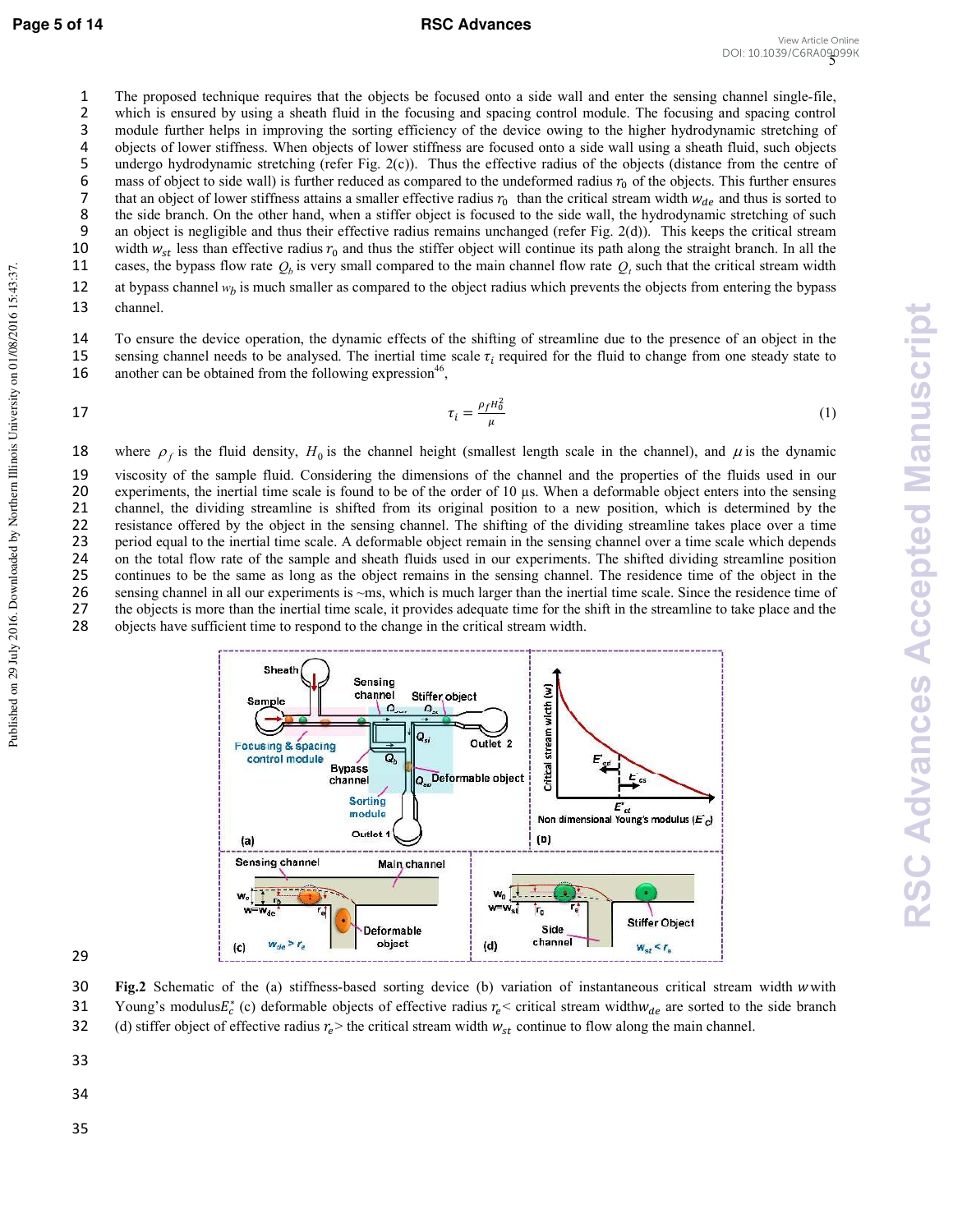The proposed technique requires that the objects be focused onto a side wall and enter the sensing channel single-file, which is ensured by using a sheath fluid in the focusing and spacing control module. The focusing and spacing control module further helps in improving the sorting efficiency of the device owing to the higher hydrodynamic stretching of objects of lower stiffness. When objects of lower stiffness are focused onto a side wall using a sheath fluid, such objects undergo hydrodynamic stretching (refer Fig. 2(c)). Thus the effective radius of the objects (distance from the centre of mass of object to side wall) is further reduced as compared to the undeformed radius $r_0$ of the objects. This further ensures that an object of lower stiffness attains a smaller effective radius $r_0$ than the critical stream width $w_{de}$ and thus is sorted to the side branch. On the other hand, when a stiffer object is focused to the side wall, the hydrodynamic stretching of such an object is negligible and thus their effective radius remains unchanged (refer Fig. 2(d)). This keeps the critical stream width $w_{st}$ less than effective radius $r_0$ and thus the stiffer object will continue its path along the straight branch. In all the cases, the bypass flow rate $Q_b$ is very small compared to the main channel flow rate $Q_t$ such that the critical stream width at bypass channel $w_b$ is much smaller as compared to the object radius which prevents the objects from entering the bypass channel.

To ensure the device operation, the dynamic effects of the shifting of streamline due to the presence of an object in the sensing channel needs to be analysed. The inertial time scale $\tau_i$ required for the fluid to change from one steady state to another can be obtained from the following expression[46],

$$\tau_i = \frac{\rho_f H_0^2}{\mu} \tag{1}$$

where $\rho_f$ is the fluid density, $H_0$ is the channel height (smallest length scale in the channel), and $\mu$ is the dynamic viscosity of the sample fluid. Considering the dimensions of the channel and the properties of the fluids used in our experiments, the inertial time scale is found to be of the order of 10 µs. When a deformable object enters into the sensing channel, the dividing streamline is shifted from its original position to a new position, which is determined by the resistance offered by the object in the sensing channel. The shifting of the dividing streamline takes place over a time period equal to the inertial time scale. A deformable object remain in the sensing channel over a time scale which depends on the total flow rate of the sample and sheath fluids used in our experiments. The shifted dividing streamline position continues to be the same as long as the object remains in the sensing channel. The residence time of the object in the sensing channel in all our experiments is ~ms, which is much larger than the inertial time scale. Since the residence time of the objects is more than the inertial time scale, it provides adequate time for the shift in the streamline to take place and the objects have sufficient time to respond to the change in the critical stream width.

**Fig.2** Schematic of the (a) stiffness-based sorting device (b) variation of instantaneous critical stream width $w$ with Young's modulus $E_c^*$ (c) deformable objects of effective radius $r_e$ < critical stream width $w_{de}$ are sorted to the side branch (d) stiffer object of effective radius $r_e$ > the critical stream width $w_{st}$ continue to flow along the main channel.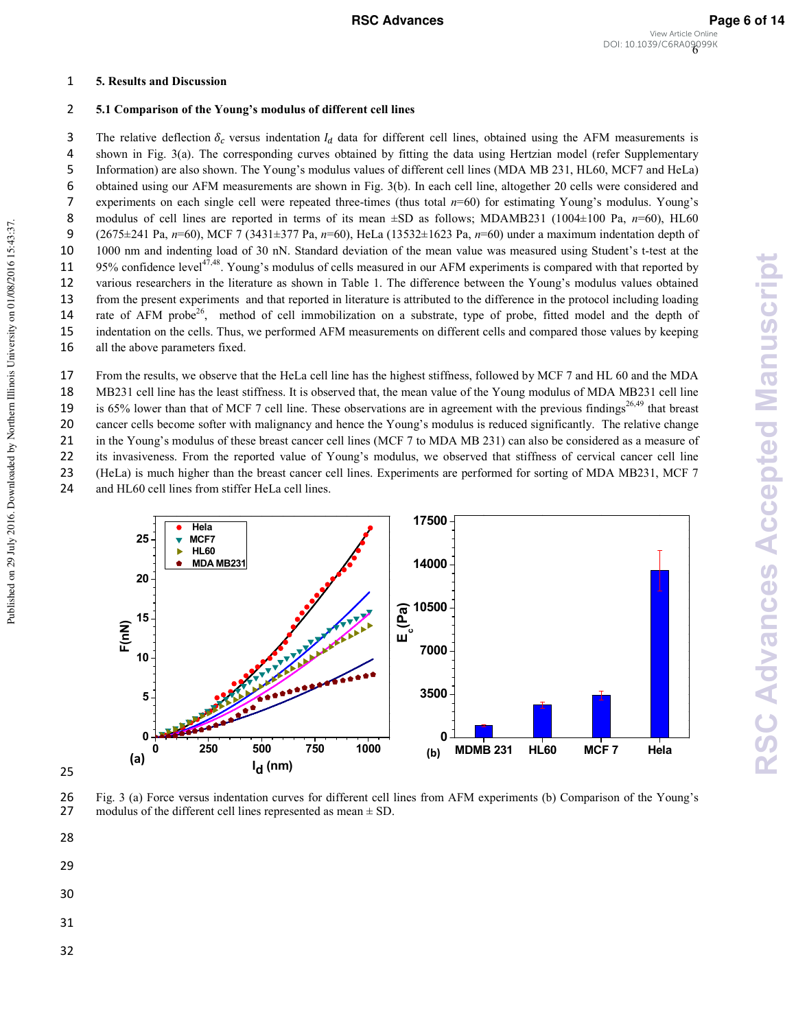## 5. Results and Discussion

### 5.1 Comparison of the Young's modulus of different cell lines

The relative deflection $\delta_c$ versus indentation $I_d$ data for different cell lines, obtained using the AFM measurements is shown in Fig. 3(a). The corresponding curves obtained by fitting the data using Hertzian model (refer Supplementary Information) are also shown. The Young's modulus values of different cell lines (MDA MB 231, HL60, MCF7 and HeLa) obtained using our AFM measurements are shown in Fig. 3(b). In each cell line, altogether 20 cells were considered and experiments on each single cell were repeated three-times (thus total $n$=60) for estimating Young's modulus. Young's modulus of cell lines are reported in terms of its mean ±SD as follows; MDAMB231 (1004±100 Pa, $n$=60), HL60 (2675±241 Pa, $n$=60), MCF 7 (3431±377 Pa, $n$=60), HeLa (13532±1623 Pa, $n$=60) under a maximum indentation depth of 1000 nm and indenting load of 30 nN. Standard deviation of the mean value was measured using Student's t-test at the 95% confidence level[47,48]. Young's modulus of cells measured in our AFM experiments is compared with that reported by various researchers in the literature as shown in Table 1. The difference between the Young's modulus values obtained from the present experiments and that reported in literature is attributed to the difference in the protocol including loading rate of AFM probe[26], method of cell immobilization on a substrate, type of probe, fitted model and the depth of indentation on the cells. Thus, we performed AFM measurements on different cells and compared those values by keeping all the above parameters fixed.

From the results, we observe that the HeLa cell line has the highest stiffness, followed by MCF 7 and HL 60 and the MDA MB231 cell line has the least stiffness. It is observed that, the mean value of the Young modulus of MDA MB231 cell line is 65% lower than that of MCF 7 cell line. These observations are in agreement with the previous findings[26,49] that breast cancer cells become softer with malignancy and hence the Young's modulus is reduced significantly. The relative change in the Young's modulus of these breast cancer cell lines (MCF 7 to MDA MB 231) can also be considered as a measure of its invasiveness. From the reported value of Young's modulus, we observed that stiffness of cervical cancer cell line (HeLa) is much higher than the breast cancer cell lines. Experiments are performed for sorting of MDA MB231, MCF 7 and HL60 cell lines from stiffer HeLa cell lines.

Fig. 3 (a) Force versus indentation curves for different cell lines from AFM experiments (b) Comparison of the Young's modulus of the different cell lines represented as mean ± SD.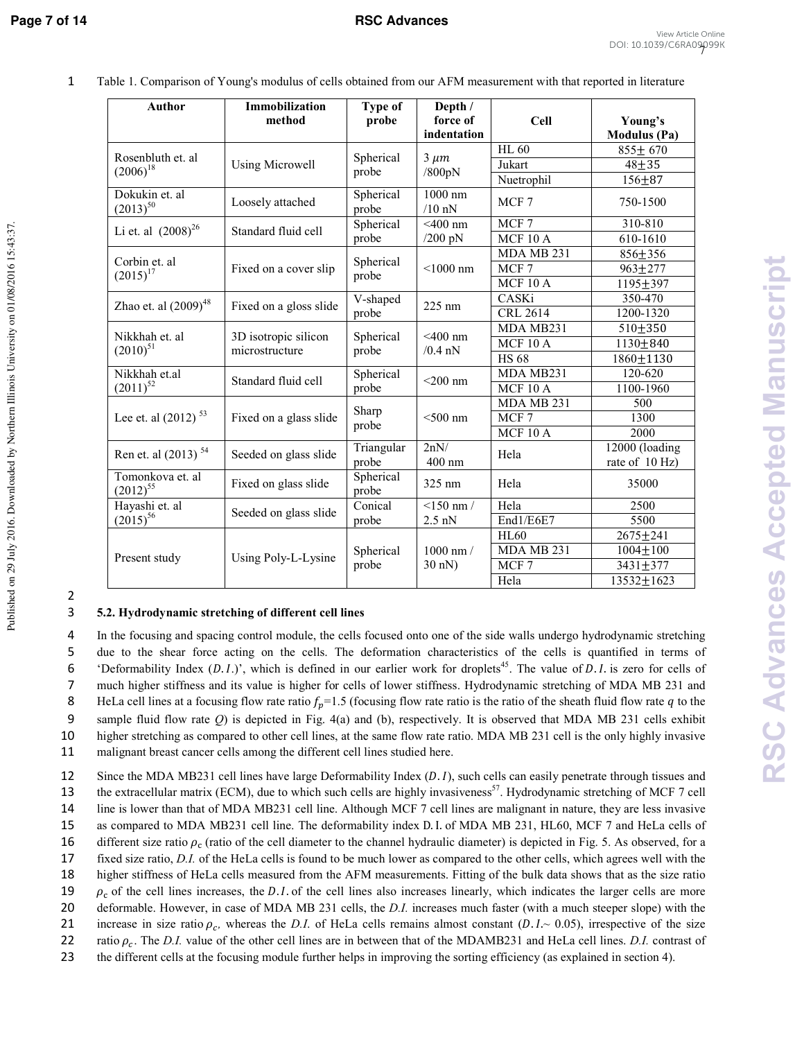Table 1. Comparison of Young's modulus of cells obtained from our AFM measurement with that reported in literature

| Author | Immobilization method | Type of probe | Depth / force of indentation | Cell | Young's Modulus (Pa) |
|---|---|---|---|---|---|
| Rosenbluth et. al (2006)[18] | Using Microwell | Spherical probe | 3 $\mu m$ /800pN | HL 60 | 855± 670 |
| | | | | Jukart | 48±35 |
| | | | | Nuetrophil | 156±87 |
| Dokukin et. al (2013)[50] | Loosely attached | Spherical probe | 1000 nm /10 nN | MCF 7 | 750-1500 |
| Li et. al (2008)[26] | Standard fluid cell | Spherical probe | <400 nm /200 pN | MCF 7 | 310-810 |
| | | | | MCF 10 A | 610-1610 |
| Corbin et. al (2015)[17] | Fixed on a cover slip | Spherical probe | <1000 nm | MDA MB 231 | 856±356 |
| | | | | MCF 7 | 963±277 |
| | | | | MCF 10 A | 1195±397 |
| Zhao et. al (2009)[48] | Fixed on a gloss slide | V-shaped probe | 225 nm | CASKi | 350-470 |
| | | | | CRL 2614 | 1200-1320 |
| Nikkhah et. al (2010)[51] | 3D isotropic silicon microstructure | Spherical probe | <400 nm /0.4 nN | MDA MB231 | 510±350 |
| | | | | MCF 10 A | 1130±840 |
| | | | | HS 68 | 1860±1130 |
| Nikkhah et.al (2011)[52] | Standard fluid cell | Spherical probe | <200 nm | MDA MB231 | 120-620 |
| | | | | MCF 10 A | 1100-1960 |
| Lee et. al (2012)[53] | Fixed on a glass slide | Sharp probe | <500 nm | MDA MB 231 | 500 |
| | | | | MCF 7 | 1300 |
| | | | | MCF 10 A | 2000 |
| Ren et. al (2013)[54] | Seeded on glass slide | Triangular probe | 2nN/ 400 nm | Hela | 12000 (loading rate of 10 Hz) |
| Tomonkova et. al (2012)[55] | Fixed on glass slide | Spherical probe | 325 nm | Hela | 35000 |
| Hayashi et. al (2015)[56] | Seeded on glass slide | Conical probe | <150 nm / 2.5 nN | Hela | 2500 |
| | | | | End1/E6E7 | 5500 |
| Present study | Using Poly-L-Lysine | Spherical probe | 1000 nm / 30 nN) | HL60 | 2675±241 |
| | | | | MDA MB 231 | 1004±100 |
| | | | | MCF 7 | 3431±377 |
| | | | | Hela | 13532±1623 |

### 5.2. Hydrodynamic stretching of different cell lines

In the focusing and spacing control module, the cells focused onto one of the side walls undergo hydrodynamic stretching due to the shear force acting on the cells. The deformation characteristics of the cells is quantified in terms of 'Deformability Index ($D.I.$)', which is defined in our earlier work for droplets[45]. The value of $D.I.$ is zero for cells of much higher stiffness and its value is higher for cells of lower stiffness. Hydrodynamic stretching of MDA MB 231 and HeLa cell lines at a focusing flow rate ratio $f_p$=1.5 (focusing flow rate ratio is the ratio of the sheath fluid flow rate $q$ to the sample fluid flow rate $Q$) is depicted in Fig. 4(a) and (b), respectively. It is observed that MDA MB 231 cells exhibit higher stretching as compared to other cell lines, at the same flow rate ratio. MDA MB 231 cell is the only highly invasive malignant breast cancer cells among the different cell lines studied here.

Since the MDA MB231 cell lines have large Deformability Index ($D.I$), such cells can easily penetrate through tissues and the extracellular matrix (ECM), due to which such cells are highly invasiveness[57]. Hydrodynamic stretching of MCF 7 cell line is lower than that of MDA MB231 cell line. Although MCF 7 cell lines are malignant in nature, they are less invasive as compared to MDA MB231 cell line. The deformability index D.I. of MDA MB 231, HL60, MCF 7 and HeLa cells of different size ratio $\rho_c$ (ratio of the cell diameter to the channel hydraulic diameter) is depicted in Fig. 5. As observed, for a fixed size ratio, *D.I.* of the HeLa cells is found to be much lower as compared to the other cells, which agrees well with the higher stiffness of HeLa cells measured from the AFM measurements. Fitting of the bulk data shows that as the size ratio $\rho_c$ of the cell lines increases, the $D.I.$ of the cell lines also increases linearly, which indicates the larger cells are more deformable. However, in case of MDA MB 231 cells, the *D.I.* increases much faster (with a much steeper slope) with the increase in size ratio $\rho_c$, whereas the *D.I.* of HeLa cells remains almost constant ($D.I.$~ 0.05), irrespective of the size ratio $\rho_c$. The *D.I.* value of the other cell lines are in between that of the MDAMB231 and HeLa cell lines. *D.I.* contrast of the different cells at the focusing module further helps in improving the sorting efficiency (as explained in section 4).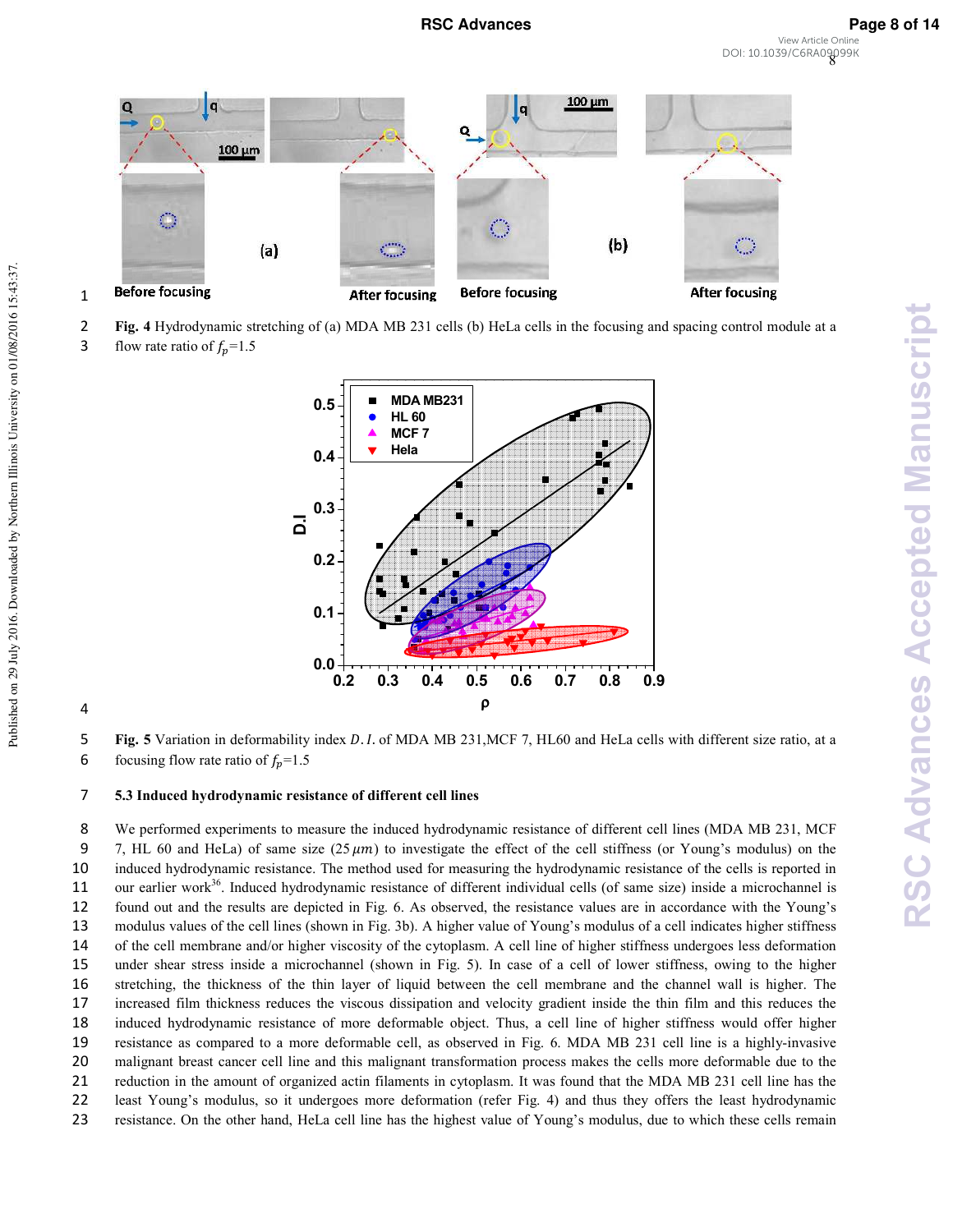Fig. 4 Hydrodynamic stretching of (a) MDA MB 231 cells (b) HeLa cells in the focusing and spacing control module at a flow rate ratio of $f_p$=1.5

Fig. 5 Variation in deformability index $D.I.$ of MDA MB 231,MCF 7, HL60 and HeLa cells with different size ratio, at a focusing flow rate ratio of $f_p$=1.5

### 5.3 Induced hydrodynamic resistance of different cell lines

We performed experiments to measure the induced hydrodynamic resistance of different cell lines (MDA MB 231, MCF 7, HL 60 and HeLa) of same size ($25\,\mu m$) to investigate the effect of the cell stiffness (or Young's modulus) on the induced hydrodynamic resistance. The method used for measuring the hydrodynamic resistance of the cells is reported in our earlier work[36]. Induced hydrodynamic resistance of different individual cells (of same size) inside a microchannel is found out and the results are depicted in Fig. 6. As observed, the resistance values are in accordance with the Young's modulus values of the cell lines (shown in Fig. 3b). A higher value of Young's modulus of a cell indicates higher stiffness of the cell membrane and/or higher viscosity of the cytoplasm. A cell line of higher stiffness undergoes less deformation under shear stress inside a microchannel (shown in Fig. 5). In case of a cell of lower stiffness, owing to the higher stretching, the thickness of the thin layer of liquid between the cell membrane and the channel wall is higher. The increased film thickness reduces the viscous dissipation and velocity gradient inside the thin film and this reduces the induced hydrodynamic resistance of more deformable object. Thus, a cell line of higher stiffness would offer higher resistance as compared to a more deformable cell, as observed in Fig. 6. MDA MB 231 cell line is a highly-invasive malignant breast cancer cell line and this malignant transformation process makes the cells more deformable due to the reduction in the amount of organized actin filaments in cytoplasm. It was found that the MDA MB 231 cell line has the least Young's modulus, so it undergoes more deformation (refer Fig. 4) and thus they offers the least hydrodynamic resistance. On the other hand, HeLa cell line has the highest value of Young's modulus, due to which these cells remain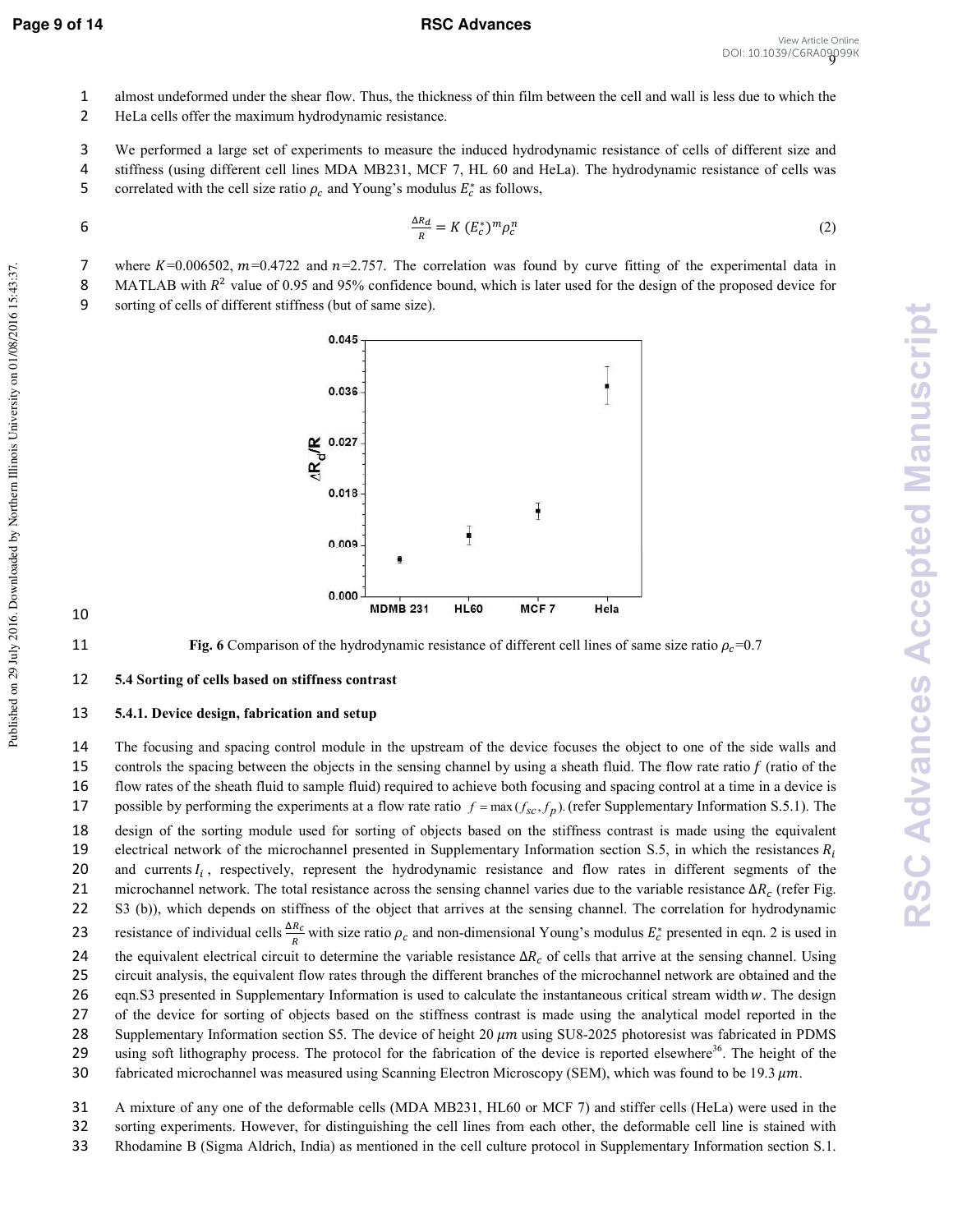almost undeformed under the shear flow. Thus, the thickness of thin film between the cell and wall is less due to which the HeLa cells offer the maximum hydrodynamic resistance.

We performed a large set of experiments to measure the induced hydrodynamic resistance of cells of different size and stiffness (using different cell lines MDA MB231, MCF 7, HL 60 and HeLa). The hydrodynamic resistance of cells was correlated with the cell size ratio $\rho_c$ and Young's modulus $E_c^*$ as follows,

$$\frac{\Delta R_d}{R} = K\,(E_c^*)^m \rho_c^n \tag{2}$$

where $K$=0.006502, $m$=0.4722 and $n$=2.757. The correlation was found by curve fitting of the experimental data in MATLAB with $R^2$ value of 0.95 and 95% confidence bound, which is later used for the design of the proposed device for sorting of cells of different stiffness (but of same size).

**Fig. 6** Comparison of the hydrodynamic resistance of different cell lines of same size ratio $\rho_c$=0.7

### 5.4 Sorting of cells based on stiffness contrast

#### 5.4.1. Device design, fabrication and setup

The focusing and spacing control module in the upstream of the device focuses the object to one of the side walls and controls the spacing between the objects in the sensing channel by using a sheath fluid. The flow rate ratio $f$ (ratio of the flow rates of the sheath fluid to sample fluid) required to achieve both focusing and spacing control at a time in a device is possible by performing the experiments at a flow rate ratio $f = \max(f_{sc}, f_p)$. (refer Supplementary Information S.5.1). The design of the sorting module used for sorting of objects based on the stiffness contrast is made using the equivalent electrical network of the microchannel presented in Supplementary Information section S.5, in which the resistances $R_i$ and currents $I_i$, respectively, represent the hydrodynamic resistance and flow rates in different segments of the microchannel network. The total resistance across the sensing channel varies due to the variable resistance $\Delta R_c$ (refer Fig. S3 (b)), which depends on stiffness of the object that arrives at the sensing channel. The correlation for hydrodynamic resistance of individual cells $\frac{\Delta R_c}{R}$ with size ratio $\rho_c$ and non-dimensional Young's modulus $E_c^*$ presented in eqn. 2 is used in the equivalent electrical circuit to determine the variable resistance $\Delta R_c$ of cells that arrive at the sensing channel. Using circuit analysis, the equivalent flow rates through the different branches of the microchannel network are obtained and the eqn.S3 presented in Supplementary Information is used to calculate the instantaneous critical stream width $w$. The design of the device for sorting of objects based on the stiffness contrast is made using the analytical model reported in the Supplementary Information section S5. The device of height 20 $\mu m$ using SU8-2025 photoresist was fabricated in PDMS using soft lithography process. The protocol for the fabrication of the device is reported elsewhere[36]. The height of the fabricated microchannel was measured using Scanning Electron Microscopy (SEM), which was found to be 19.3 $\mu m$.

A mixture of any one of the deformable cells (MDA MB231, HL60 or MCF 7) and stiffer cells (HeLa) were used in the sorting experiments. However, for distinguishing the cell lines from each other, the deformable cell line is stained with Rhodamine B (Sigma Aldrich, India) as mentioned in the cell culture protocol in Supplementary Information section S.1.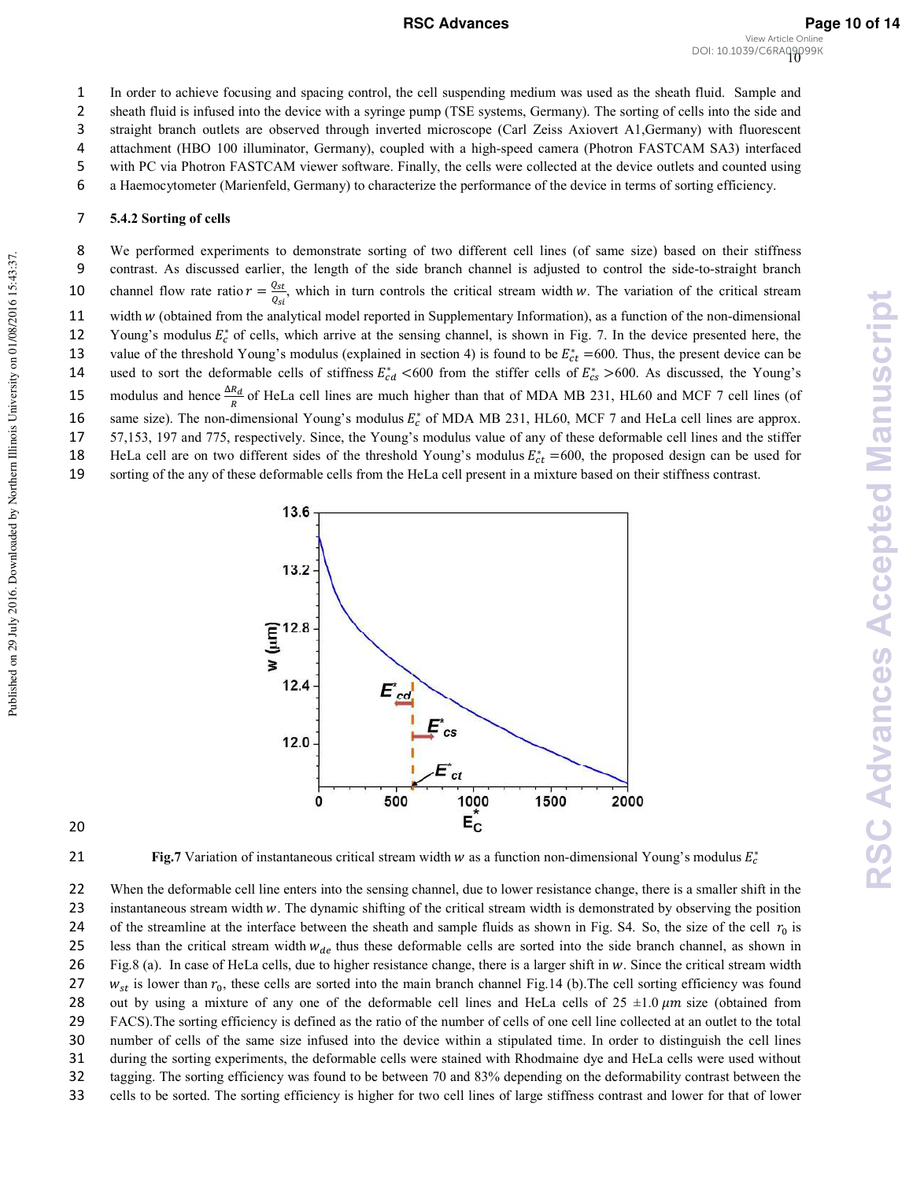In order to achieve focusing and spacing control, the cell suspending medium was used as the sheath fluid. Sample and sheath fluid is infused into the device with a syringe pump (TSE systems, Germany). The sorting of cells into the side and straight branch outlets are observed through inverted microscope (Carl Zeiss Axiovert A1,Germany) with fluorescent attachment (HBO 100 illuminator, Germany), coupled with a high-speed camera (Photron FASTCAM SA3) interfaced with PC via Photron FASTCAM viewer software. Finally, the cells were collected at the device outlets and counted using a Haemocytometer (Marienfeld, Germany) to characterize the performance of the device in terms of sorting efficiency.

### 5.4.2 Sorting of cells

We performed experiments to demonstrate sorting of two different cell lines (of same size) based on their stiffness contrast. As discussed earlier, the length of the side branch channel is adjusted to control the side-to-straight branch channel flow rate ratio $r = \frac{Q_{st}}{Q_{si}}$, which in turn controls the critical stream width $w$. The variation of the critical stream width $w$ (obtained from the analytical model reported in Supplementary Information), as a function of the non-dimensional Young's modulus $E_c^*$ of cells, which arrive at the sensing channel, is shown in Fig. 7. In the device presented here, the value of the threshold Young's modulus (explained in section 4) is found to be $E_{ct}^* = 600$. Thus, the present device can be used to sort the deformable cells of stiffness $E_{cd}^* < 600$ from the stiffer cells of $E_{cs}^* > 600$. As discussed, the Young's modulus and hence $\frac{\Delta R_d}{R}$ of HeLa cell lines are much higher than that of MDA MB 231, HL60 and MCF 7 cell lines (of same size). The non-dimensional Young's modulus $E_c^*$ of MDA MB 231, HL60, MCF 7 and HeLa cell lines are approx. 57,153, 197 and 775, respectively. Since, the Young's modulus value of any of these deformable cell lines and the stiffer HeLa cell are on two different sides of the threshold Young's modulus $E_{ct}^* = 600$, the proposed design can be used for sorting of the any of these deformable cells from the HeLa cell present in a mixture based on their stiffness contrast.

**Fig.7** Variation of instantaneous critical stream width $w$ as a function non-dimensional Young's modulus $E_c^*$

When the deformable cell line enters into the sensing channel, due to lower resistance change, there is a smaller shift in the instantaneous stream width $w$. The dynamic shifting of the critical stream width is demonstrated by observing the position of the streamline at the interface between the sheath and sample fluids as shown in Fig. S4. So, the size of the cell $r_0$ is less than the critical stream width $w_{de}$ thus these deformable cells are sorted into the side branch channel, as shown in Fig.8 (a). In case of HeLa cells, due to higher resistance change, there is a larger shift in $w$. Since the critical stream width $w_{st}$ is lower than $r_0$, these cells are sorted into the main branch channel Fig.14 (b).The cell sorting efficiency was found out by using a mixture of any one of the deformable cell lines and HeLa cells of 25 ±1.0 $\mu m$ size (obtained from FACS).The sorting efficiency is defined as the ratio of the number of cells of one cell line collected at an outlet to the total number of cells of the same size infused into the device within a stipulated time. In order to distinguish the cell lines during the sorting experiments, the deformable cells were stained with Rhodmaine dye and HeLa cells were used without tagging. The sorting efficiency was found to be between 70 and 83% depending on the deformability contrast between the cells to be sorted. The sorting efficiency is higher for two cell lines of large stiffness contrast and lower for that of lower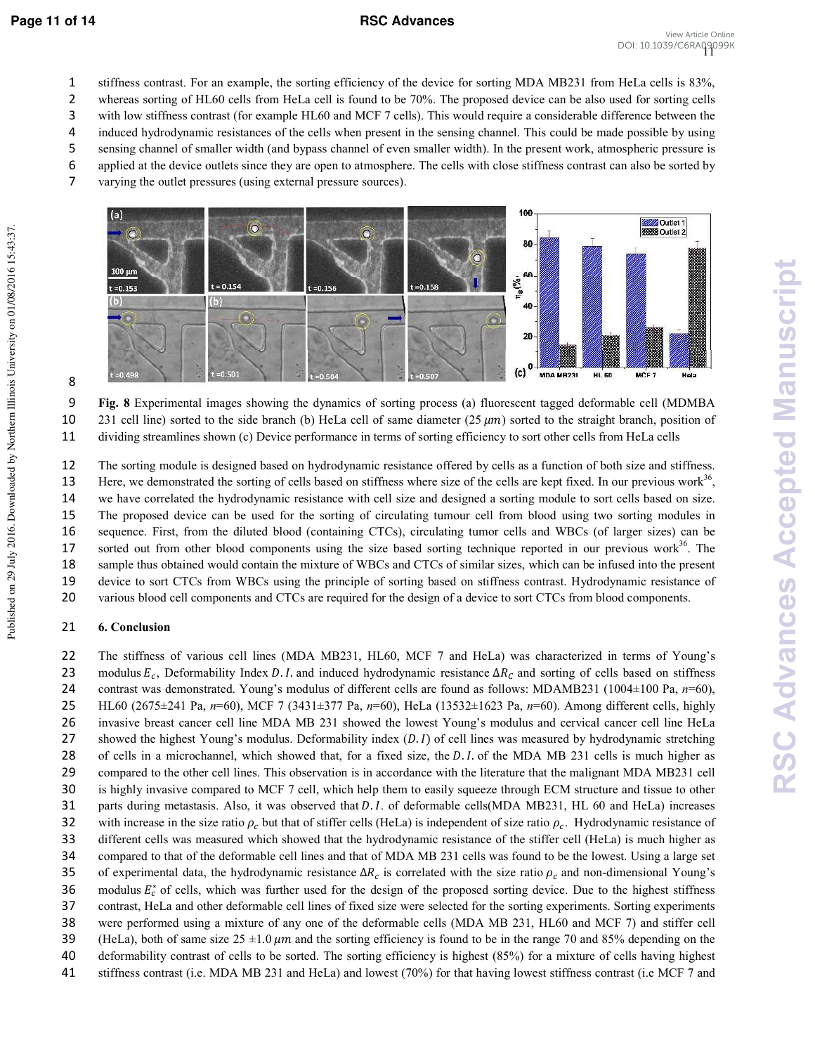stiffness contrast. For an example, the sorting efficiency of the device for sorting MDA MB231 from HeLa cells is 83%, whereas sorting of HL60 cells from HeLa cell is found to be 70%. The proposed device can be also used for sorting cells with low stiffness contrast (for example HL60 and MCF 7 cells). This would require a considerable difference between the induced hydrodynamic resistances of the cells when present in the sensing channel. This could be made possible by using sensing channel of smaller width (and bypass channel of even smaller width). In the present work, atmospheric pressure is applied at the device outlets since they are open to atmosphere. The cells with close stiffness contrast can also be sorted by varying the outlet pressures (using external pressure sources).

**Fig. 8** Experimental images showing the dynamics of sorting process (a) fluorescent tagged deformable cell (MDMBA 231 cell line) sorted to the side branch (b) HeLa cell of same diameter (25 $\mu m$) sorted to the straight branch, position of dividing streamlines shown (c) Device performance in terms of sorting efficiency to sort other cells from HeLa cells

The sorting module is designed based on hydrodynamic resistance offered by cells as a function of both size and stiffness. Here, we demonstrated the sorting of cells based on stiffness where size of the cells are kept fixed. In our previous work[36], we have correlated the hydrodynamic resistance with cell size and designed a sorting module to sort cells based on size. The proposed device can be used for the sorting of circulating tumour cell from blood using two sorting modules in sequence. First, from the diluted blood (containing CTCs), circulating tumor cells and WBCs (of larger sizes) can be sorted out from other blood components using the size based sorting technique reported in our previous work[36]. The sample thus obtained would contain the mixture of WBCs and CTCs of similar sizes, which can be infused into the present device to sort CTCs from WBCs using the principle of sorting based on stiffness contrast. Hydrodynamic resistance of various blood cell components and CTCs are required for the design of a device to sort CTCs from blood components.

## 6. Conclusion

The stiffness of various cell lines (MDA MB231, HL60, MCF 7 and HeLa) was characterized in terms of Young's modulus $E_c$, Deformability Index $D.I.$ and induced hydrodynamic resistance $\Delta R_C$ and sorting of cells based on stiffness contrast was demonstrated. Young's modulus of different cells are found as follows: MDAMB231 (1004±100 Pa, *n*=60), HL60 (2675±241 Pa, *n*=60), MCF 7 (3431±377 Pa, *n*=60), HeLa (13532±1623 Pa, *n*=60). Among different cells, highly invasive breast cancer cell line MDA MB 231 showed the lowest Young's modulus and cervical cancer cell line HeLa showed the highest Young's modulus. Deformability index ($D.I$) of cell lines was measured by hydrodynamic stretching of cells in a microchannel, which showed that, for a fixed size, the $D.I.$ of the MDA MB 231 cells is much higher as compared to the other cell lines. This observation is in accordance with the literature that the malignant MDA MB231 cell is highly invasive compared to MCF 7 cell, which help them to easily squeeze through ECM structure and tissue to other parts during metastasis. Also, it was observed that $D.I.$ of deformable cells(MDA MB231, HL 60 and HeLa) increases with increase in the size ratio $\rho_c$ but that of stiffer cells (HeLa) is independent of size ratio $\rho_c$. Hydrodynamic resistance of different cells was measured which showed that the hydrodynamic resistance of the stiffer cell (HeLa) is much higher as compared to that of the deformable cell lines and that of MDA MB 231 cells was found to be the lowest. Using a large set of experimental data, the hydrodynamic resistance $\Delta R_c$ is correlated with the size ratio $\rho_c$ and non-dimensional Young's modulus $E_c^*$ of cells, which was further used for the design of the proposed sorting device. Due to the highest stiffness contrast, HeLa and other deformable cell lines of fixed size were selected for the sorting experiments. Sorting experiments were performed using a mixture of any one of the deformable cells (MDA MB 231, HL60 and MCF 7) and stiffer cell (HeLa), both of same size 25 ±1.0 $\mu m$ and the sorting efficiency is found to be in the range 70 and 85% depending on the deformability contrast of cells to be sorted. The sorting efficiency is highest (85%) for a mixture of cells having highest stiffness contrast (i.e. MDA MB 231 and HeLa) and lowest (70%) for that having lowest stiffness contrast (i.e MCF 7 and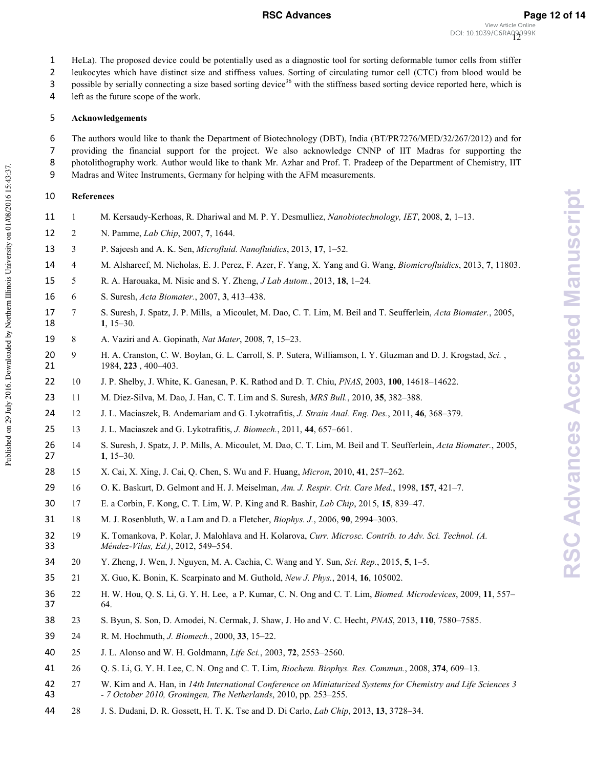HeLa). The proposed device could be potentially used as a diagnostic tool for sorting deformable tumor cells from stiffer leukocytes which have distinct size and stiffness values. Sorting of circulating tumor cell (CTC) from blood would be possible by serially connecting a size based sorting device[36] with the stiffness based sorting device reported here, which is left as the future scope of the work.

## Acknowledgements

The authors would like to thank the Department of Biotechnology (DBT), India (BT/PR7276/MED/32/267/2012) and for providing the financial support for the project. We also acknowledge CNNP of IIT Madras for supporting the photolithography work. Author would like to thank Mr. Azhar and Prof. T. Pradeep of the Department of Chemistry, IIT Madras and Witec Instruments, Germany for helping with the AFM measurements.

## References

1. M. Kersaudy-Kerhoas, R. Dhariwal and M. P. Y. Desmulliez, *Nanobiotechnology, IET*, 2008, **2**, 1–13.
2. N. Pamme, *Lab Chip*, 2007, **7**, 1644.
3. P. Sajeesh and A. K. Sen, *Microfluid. Nanofluidics*, 2013, **17**, 1–52.
4. M. Alshareef, M. Nicholas, E. J. Perez, F. Azer, F. Yang, X. Yang and G. Wang, *Biomicrofluidics*, 2013, **7**, 11803.
5. R. A. Harouaka, M. Nisic and S. Y. Zheng, *J Lab Autom.*, 2013, **18**, 1–24.
6. S. Suresh, *Acta Biomater.*, 2007, **3**, 413–438.
7. S. Suresh, J. Spatz, J. P. Mills, a Micoulet, M. Dao, C. T. Lim, M. Beil and T. Seufferlein, *Acta Biomater.*, 2005, **1**, 15–30.
8. A. Vaziri and A. Gopinath, *Nat Mater*, 2008, **7**, 15–23.
9. H. A. Cranston, C. W. Boylan, G. L. Carroll, S. P. Sutera, Williamson, I. Y. Gluzman and D. J. Krogstad, *Sci.* , 1984, **223** , 400–403.
10. J. P. Shelby, J. White, K. Ganesan, P. K. Rathod and D. T. Chiu, *PNAS*, 2003, **100**, 14618–14622.
11. M. Diez-Silva, M. Dao, J. Han, C. T. Lim and S. Suresh, *MRS Bull.*, 2010, **35**, 382–388.
12. J. L. Maciaszek, B. Andemariam and G. Lykotrafitis, *J. Strain Anal. Eng. Des.*, 2011, **46**, 368–379.
13. J. L. Maciaszek and G. Lykotrafitis, *J. Biomech.*, 2011, **44**, 657–661.
14. S. Suresh, J. Spatz, J. P. Mills, A. Micoulet, M. Dao, C. T. Lim, M. Beil and T. Seufferlein, *Acta Biomater.*, 2005, **1**, 15–30.
15. X. Cai, X. Xing, J. Cai, Q. Chen, S. Wu and F. Huang, *Micron*, 2010, **41**, 257–262.
16. O. K. Baskurt, D. Gelmont and H. J. Meiselman, *Am. J. Respir. Crit. Care Med.*, 1998, **157**, 421–7.
17. E. a Corbin, F. Kong, C. T. Lim, W. P. King and R. Bashir, *Lab Chip*, 2015, **15**, 839–47.
18. M. J. Rosenbluth, W. a Lam and D. a Fletcher, *Biophys. J.*, 2006, **90**, 2994–3003.
19. K. Tomankova, P. Kolar, J. Malohlava and H. Kolarova, *Curr. Microsc. Contrib. to Adv. Sci. Technol. (A. Méndez-Vilas, Ed.)*, 2012, 549–554.
20. Y. Zheng, J. Wen, J. Nguyen, M. A. Cachia, C. Wang and Y. Sun, *Sci. Rep.*, 2015, **5**, 1–5.
21. X. Guo, K. Bonin, K. Scarpinato and M. Guthold, *New J. Phys.*, 2014, **16**, 105002.
22. H. W. Hou, Q. S. Li, G. Y. H. Lee, a P. Kumar, C. N. Ong and C. T. Lim, *Biomed. Microdevices*, 2009, **11**, 557–64.
23. S. Byun, S. Son, D. Amodei, N. Cermak, J. Shaw, J. Ho and V. C. Hecht, *PNAS*, 2013, **110**, 7580–7585.
24. R. M. Hochmuth, *J. Biomech.*, 2000, **33**, 15–22.
25. J. L. Alonso and W. H. Goldmann, *Life Sci.*, 2003, **72**, 2553–2560.
26. Q. S. Li, G. Y. H. Lee, C. N. Ong and C. T. Lim, *Biochem. Biophys. Res. Commun.*, 2008, **374**, 609–13.
27. W. Kim and A. Han, in *14th International Conference on Miniaturized Systems for Chemistry and Life Sciences 3 - 7 October 2010, Groningen, The Netherlands*, 2010, pp. 253–255.
28. J. S. Dudani, D. R. Gossett, H. T. K. Tse and D. Di Carlo, *Lab Chip*, 2013, **13**, 3728–34.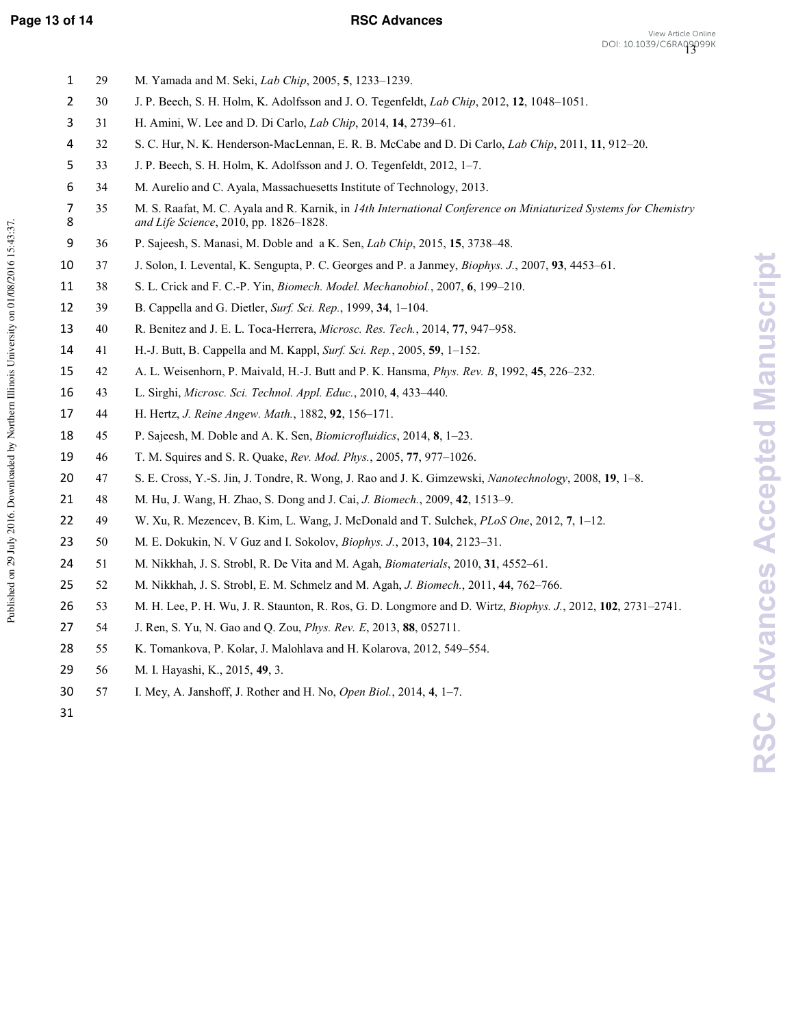29 M. Yamada and M. Seki, *Lab Chip*, 2005, **5**, 1233–1239.

30 J. P. Beech, S. H. Holm, K. Adolfsson and J. O. Tegenfeldt, *Lab Chip*, 2012, **12**, 1048–1051.

31 H. Amini, W. Lee and D. Di Carlo, *Lab Chip*, 2014, **14**, 2739–61.

32 S. C. Hur, N. K. Henderson-MacLennan, E. R. B. McCabe and D. Di Carlo, *Lab Chip*, 2011, **11**, 912–20.

33 J. P. Beech, S. H. Holm, K. Adolfsson and J. O. Tegenfeldt, 2012, 1–7.

34 M. Aurelio and C. Ayala, Massachuesetts Institute of Technology, 2013.

35 M. S. Raafat, M. C. Ayala and R. Karnik, in *14th International Conference on Miniaturized Systems for Chemistry and Life Science*, 2010, pp. 1826–1828.

36 P. Sajeesh, S. Manasi, M. Doble and a K. Sen, *Lab Chip*, 2015, **15**, 3738–48.

37 J. Solon, I. Levental, K. Sengupta, P. C. Georges and P. a Janmey, *Biophys. J.*, 2007, **93**, 4453–61.

38 S. L. Crick and F. C.-P. Yin, *Biomech. Model. Mechanobiol.*, 2007, **6**, 199–210.

39 B. Cappella and G. Dietler, *Surf. Sci. Rep.*, 1999, **34**, 1–104.

40 R. Benitez and J. E. L. Toca-Herrera, *Microsc. Res. Tech.*, 2014, **77**, 947–958.

41 H.-J. Butt, B. Cappella and M. Kappl, *Surf. Sci. Rep.*, 2005, **59**, 1–152.

42 A. L. Weisenhorn, P. Maivald, H.-J. Butt and P. K. Hansma, *Phys. Rev. B*, 1992, **45**, 226–232.

43 L. Sirghi, *Microsc. Sci. Technol. Appl. Educ.*, 2010, **4**, 433–440.

44 H. Hertz, *J. Reine Angew. Math.*, 1882, **92**, 156–171.

45 P. Sajeesh, M. Doble and A. K. Sen, *Biomicrofluidics*, 2014, **8**, 1–23.

46 T. M. Squires and S. R. Quake, *Rev. Mod. Phys.*, 2005, **77**, 977–1026.

47 S. E. Cross, Y.-S. Jin, J. Tondre, R. Wong, J. Rao and J. K. Gimzewski, *Nanotechnology*, 2008, **19**, 1–8.

48 M. Hu, J. Wang, H. Zhao, S. Dong and J. Cai, *J. Biomech.*, 2009, **42**, 1513–9.

49 W. Xu, R. Mezencev, B. Kim, L. Wang, J. McDonald and T. Sulchek, *PLoS One*, 2012, **7**, 1–12.

50 M. E. Dokukin, N. V Guz and I. Sokolov, *Biophys. J.*, 2013, **104**, 2123–31.

51 M. Nikkhah, J. S. Strobl, R. De Vita and M. Agah, *Biomaterials*, 2010, **31**, 4552–61.

52 M. Nikkhah, J. S. Strobl, E. M. Schmelz and M. Agah, *J. Biomech.*, 2011, **44**, 762–766.

53 M. H. Lee, P. H. Wu, J. R. Staunton, R. Ros, G. D. Longmore and D. Wirtz, *Biophys. J.*, 2012, **102**, 2731–2741.

54 J. Ren, S. Yu, N. Gao and Q. Zou, *Phys. Rev. E*, 2013, **88**, 052711.

55 K. Tomankova, P. Kolar, J. Malohlava and H. Kolarova, 2012, 549–554.

56 M. I. Hayashi, K., 2015, **49**, 3.

57 I. Mey, A. Janshoff, J. Rother and H. No, *Open Biol.*, 2014, **4**, 1–7.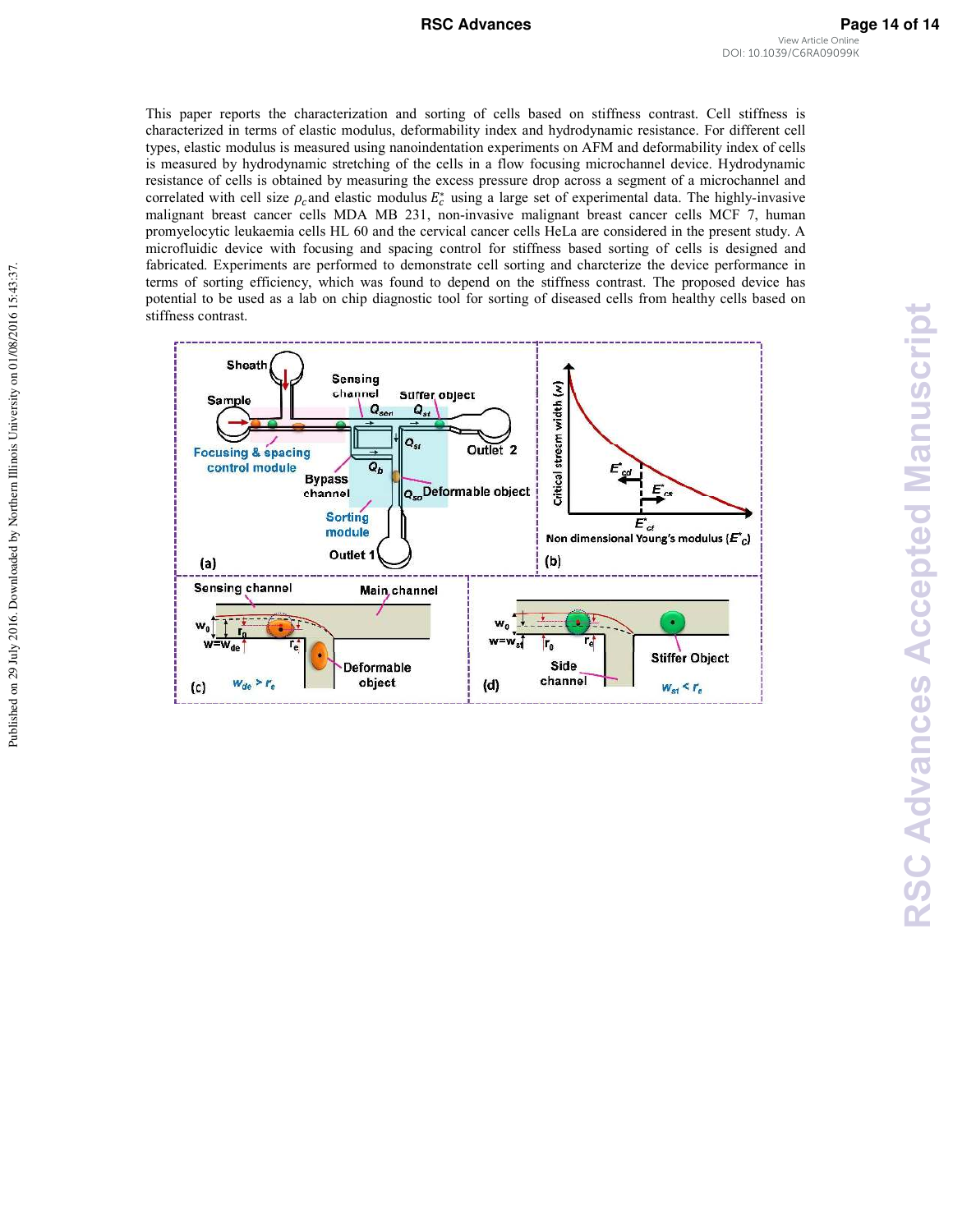This paper reports the characterization and sorting of cells based on stiffness contrast. Cell stiffness is characterized in terms of elastic modulus, deformability index and hydrodynamic resistance. For different cell types, elastic modulus is measured using nanoindentation experiments on AFM and deformability index of cells is measured by hydrodynamic stretching of the cells in a flow focusing microchannel device. Hydrodynamic resistance of cells is obtained by measuring the excess pressure drop across a segment of a microchannel and correlated with cell size $\rho_c$ and elastic modulus $E_c^*$ using a large set of experimental data. The highly-invasive malignant breast cancer cells MDA MB 231, non-invasive malignant breast cancer cells MCF 7, human promyelocytic leukaemia cells HL 60 and the cervical cancer cells HeLa are considered in the present study. A microfluidic device with focusing and spacing control for stiffness based sorting of cells is designed and fabricated. Experiments are performed to demonstrate cell sorting and charcterize the device performance in terms of sorting efficiency, which was found to depend on the stiffness contrast. The proposed device has potential to be used as a lab on chip diagnostic tool for sorting of diseased cells from healthy cells based on stiffness contrast.

Sheath
Sample
Sensing channel
Stiffer object
$Q_{sen}$
$Q_{st}$
$Q_{si}$
Outlet 2
Focusing & spacing control module
$Q_b$
Bypass channel
$Q_{so}$ Deformable object
Sorting module
Outlet 1
(a)

Critical stream width ($w$)
$E^*_{cd}$
$E^*_{cs}$
$E^*_{ct}$
Non dimensional Young's modulus ($E^*_c$)
(b)

Sensing channel
Main channel
$w_0$
$r_0$
$w=w_{de}$
$r_e$
Deformable object
(c) $w_{de} > r_e$

$w_0$
$w=w_{st}$
$r_0$
$r_e$
Side channel
Stiffer Object
(d) $w_{st} < r_e$